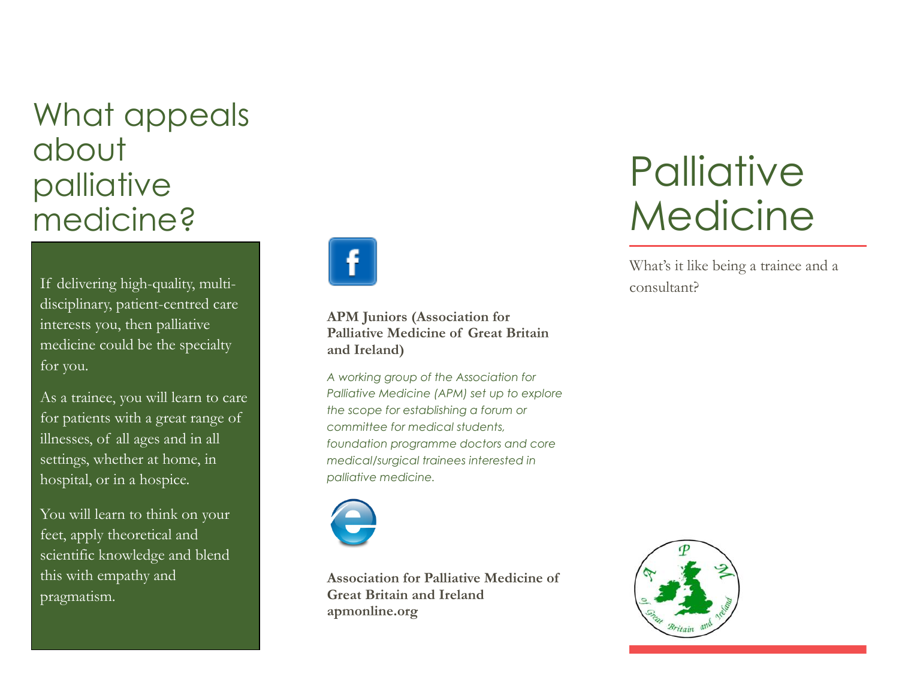# What appeals about palliative medicine?

If delivering high-quality, multi-disciplinary, patient-centred care interests you, then palliative medicine could be the specialty for you.

As a trainee, you will learn to care for patients with a great range of illnesses, of all ages and in all settings, whether at home, in hospital, or in a hospice.

You will learn to think on your feet, apply theoretical and scientific knowledge and blend this with empathy and pragmatism.

**APM Juniors (Association for Palliative Medicine of Great Britain and Ireland)**

*A working group of the Association for Palliative Medicine (APM) set up to explore the scope for establishing a forum or committee for medical students, foundation programme doctors and core medical/surgical trainees interested in palliative medicine.*

**Association for Palliative Medicine of Great Britain and Ireland**
**apmonline.org**

# Palliative Medicine

What's it like being a trainee and a consultant?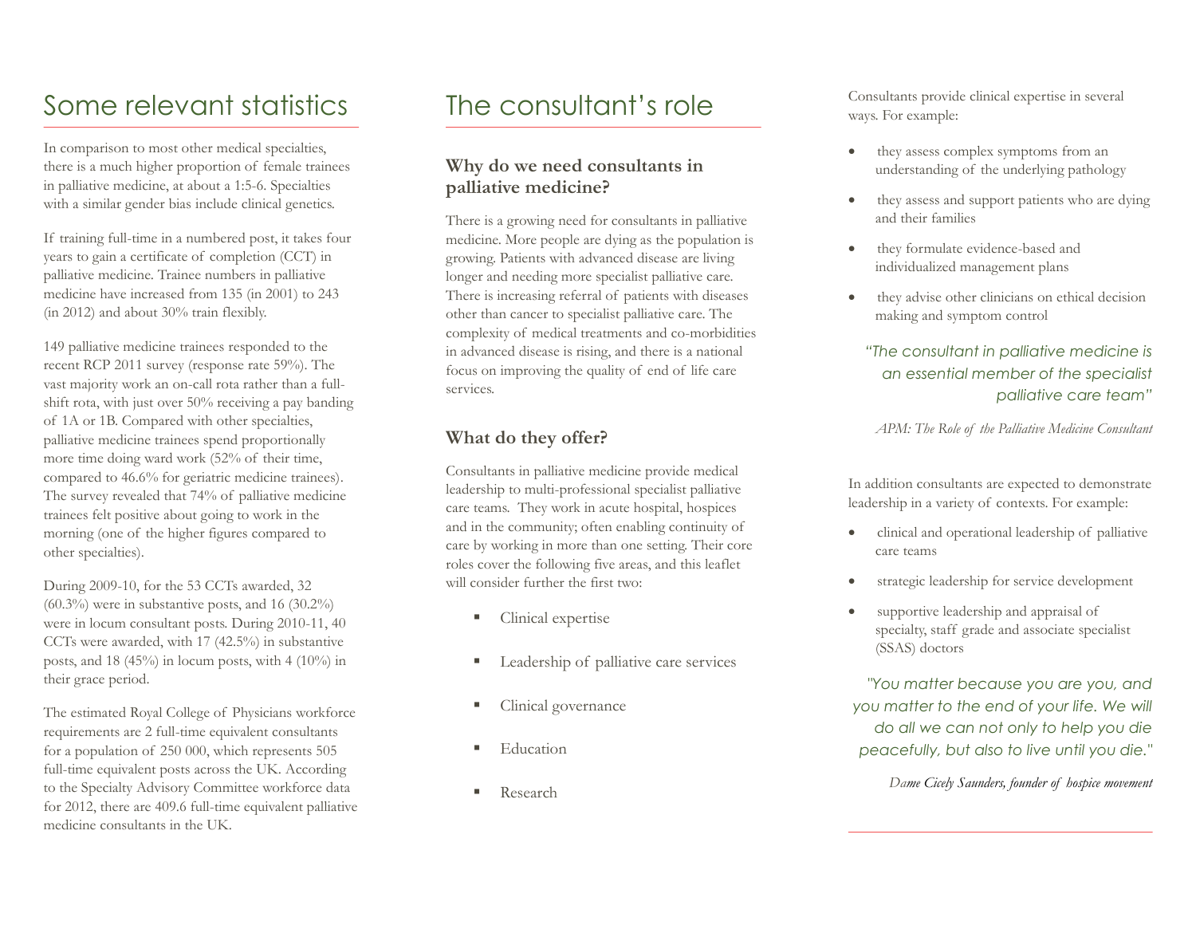## Some relevant statistics

In comparison to most other medical specialties, there is a much higher proportion of female trainees in palliative medicine, at about a 1:5-6. Specialties with a similar gender bias include clinical genetics.

If training full-time in a numbered post, it takes four years to gain a certificate of completion (CCT) in palliative medicine. Trainee numbers in palliative medicine have increased from 135 (in 2001) to 243 (in 2012) and about 30% train flexibly.

149 palliative medicine trainees responded to the recent RCP 2011 survey (response rate 59%). The vast majority work an on-call rota rather than a full-shift rota, with just over 50% receiving a pay banding of 1A or 1B. Compared with other specialties, palliative medicine trainees spend proportionally more time doing ward work (52% of their time, compared to 46.6% for geriatric medicine trainees). The survey revealed that 74% of palliative medicine trainees felt positive about going to work in the morning (one of the higher figures compared to other specialties).

During 2009-10, for the 53 CCTs awarded, 32 (60.3%) were in substantive posts, and 16 (30.2%) were in locum consultant posts. During 2010-11, 40 CCTs were awarded, with 17 (42.5%) in substantive posts, and 18 (45%) in locum posts, with 4 (10%) in their grace period.

The estimated Royal College of Physicians workforce requirements are 2 full-time equivalent consultants for a population of 250 000, which represents 505 full-time equivalent posts across the UK. According to the Specialty Advisory Committee workforce data for 2012, there are 409.6 full-time equivalent palliative medicine consultants in the UK.

## The consultant's role

### Why do we need consultants in palliative medicine?

There is a growing need for consultants in palliative medicine. More people are dying as the population is growing. Patients with advanced disease are living longer and needing more specialist palliative care. There is increasing referral of patients with diseases other than cancer to specialist palliative care. The complexity of medical treatments and co-morbidities in advanced disease is rising, and there is a national focus on improving the quality of end of life care services.

### What do they offer?

Consultants in palliative medicine provide medical leadership to multi-professional specialist palliative care teams. They work in acute hospital, hospices and in the community; often enabling continuity of care by working in more than one setting. Their core roles cover the following five areas, and this leaflet will consider further the first two:

- Clinical expertise
- Leadership of palliative care services
- Clinical governance
- Education
- Research

Consultants provide clinical expertise in several ways. For example:

- they assess complex symptoms from an understanding of the underlying pathology
- they assess and support patients who are dying and their families
- they formulate evidence-based and individualized management plans
- they advise other clinicians on ethical decision making and symptom control

*"The consultant in palliative medicine is an essential member of the specialist palliative care team"*

*APM: The Role of the Palliative Medicine Consultant*

In addition consultants are expected to demonstrate leadership in a variety of contexts. For example:

- clinical and operational leadership of palliative care teams
- strategic leadership for service development
- supportive leadership and appraisal of specialty, staff grade and associate specialist (SSAS) doctors

*"You matter because you are you, and you matter to the end of your life. We will do all we can not only to help you die peacefully, but also to live until you die."*

*Dame Cicely Saunders, founder of hospice movement*